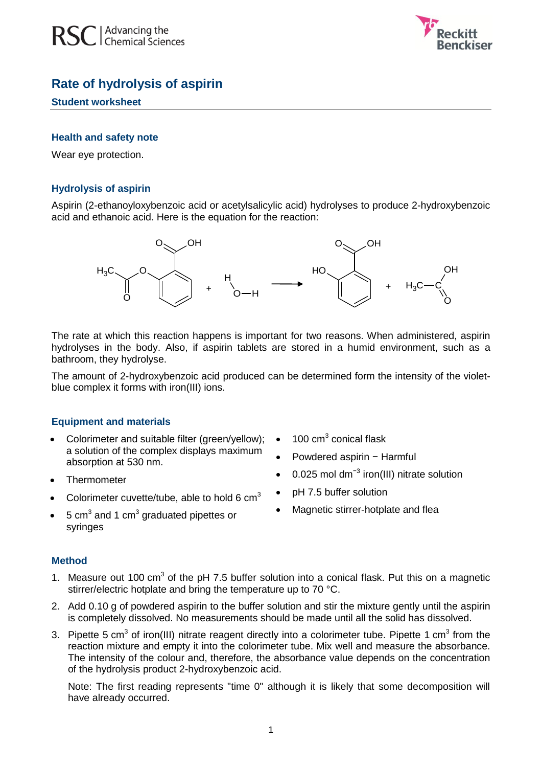# Rate of hydrolysis of aspirin

**Student worksheet**

## Health and safety note

Wear eye protection.

## Hydrolysis of aspirin

Aspirin (2-ethanoyloxybenzoic acid or acetylsalicylic acid) hydrolyses to produce 2-hydroxybenzoic acid and ethanoic acid. Here is the equation for the reaction:

The rate at which this reaction happens is important for two reasons. When administered, aspirin hydrolyses in the body. Also, if aspirin tablets are stored in a humid environment, such as a bathroom, they hydrolyse.

The amount of 2-hydroxybenzoic acid produced can be determined form the intensity of the violet-blue complex it forms with iron(III) ions.

## Equipment and materials

- Colorimeter and suitable filter (green/yellow); a solution of the complex displays maximum absorption at 530 nm.
- Thermometer
- Colorimeter cuvette/tube, able to hold 6 $cm^3$
- 5 $cm^3$ and 1 $cm^3$ graduated pipettes or syringes
- 100 $cm^3$ conical flask
- Powdered aspirin − Harmful
- 0.025 mol $dm^{-3}$ iron(III) nitrate solution
- pH 7.5 buffer solution
- Magnetic stirrer-hotplate and flea

## Method

1. Measure out 100 $cm^3$ of the pH 7.5 buffer solution into a conical flask. Put this on a magnetic stirrer/electric hotplate and bring the temperature up to 70 °C.
2. Add 0.10 g of powdered aspirin to the buffer solution and stir the mixture gently until the aspirin is completely dissolved. No measurements should be made until all the solid has dissolved.
3. Pipette 5 $cm^3$ of iron(III) nitrate reagent directly into a colorimeter tube. Pipette 1 $cm^3$ from the reaction mixture and empty it into the colorimeter tube. Mix well and measure the absorbance. The intensity of the colour and, therefore, the absorbance value depends on the concentration of the hydrolysis product 2-hydroxybenzoic acid.

   Note: The first reading represents "time 0" although it is likely that some decomposition will have already occurred.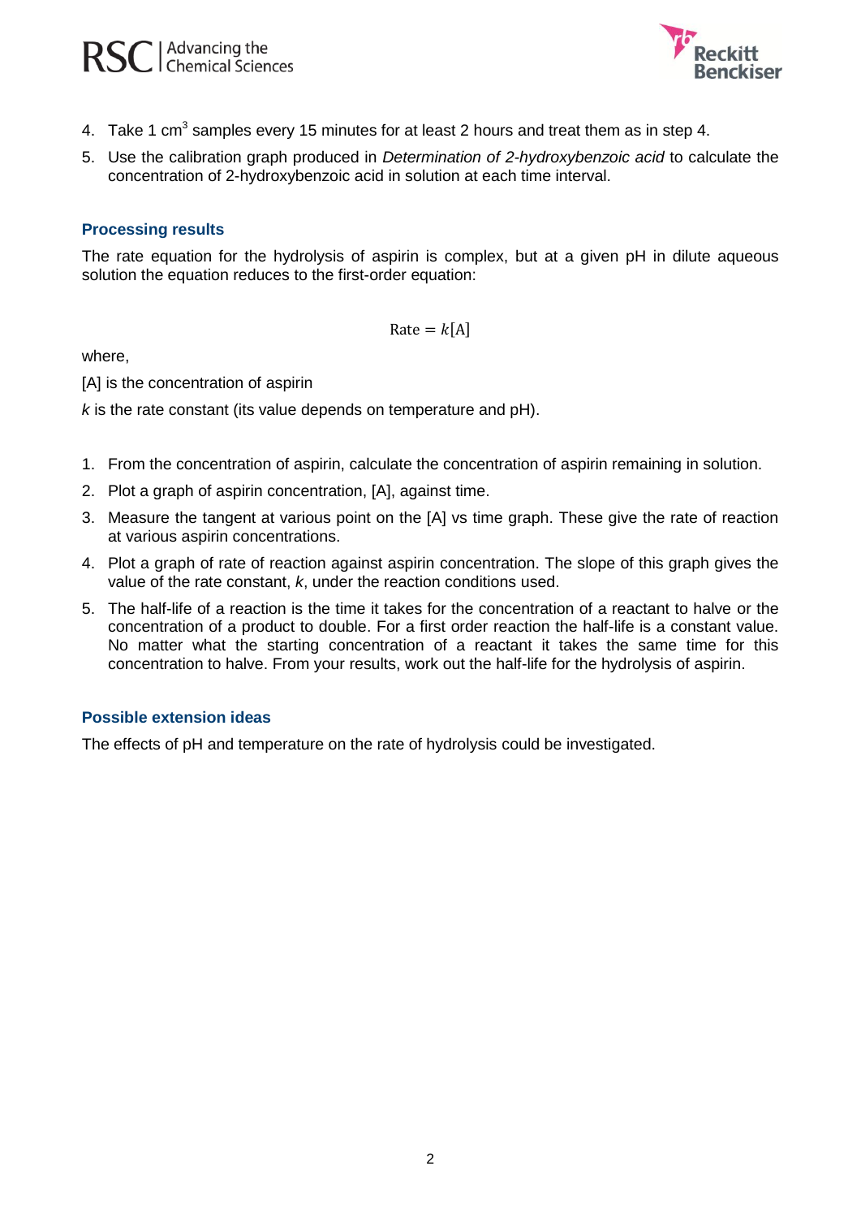4. Take 1 $cm^3$ samples every 15 minutes for at least 2 hours and treat them as in step 4.
5. Use the calibration graph produced in *Determination of 2-hydroxybenzoic acid* to calculate the concentration of 2-hydroxybenzoic acid in solution at each time interval.

### Processing results

The rate equation for the hydrolysis of aspirin is complex, but at a given pH in dilute aqueous solution the equation reduces to the first-order equation:

$$\text{Rate} = k[\text{A}]$$

where,

[A] is the concentration of aspirin

*k* is the rate constant (its value depends on temperature and pH).

1. From the concentration of aspirin, calculate the concentration of aspirin remaining in solution.
2. Plot a graph of aspirin concentration, [A], against time.
3. Measure the tangent at various point on the [A] vs time graph. These give the rate of reaction at various aspirin concentrations.
4. Plot a graph of rate of reaction against aspirin concentration. The slope of this graph gives the value of the rate constant, *k*, under the reaction conditions used.
5. The half-life of a reaction is the time it takes for the concentration of a reactant to halve or the concentration of a product to double. For a first order reaction the half-life is a constant value. No matter what the starting concentration of a reactant it takes the same time for this concentration to halve. From your results, work out the half-life for the hydrolysis of aspirin.

### Possible extension ideas

The effects of pH and temperature on the rate of hydrolysis could be investigated.